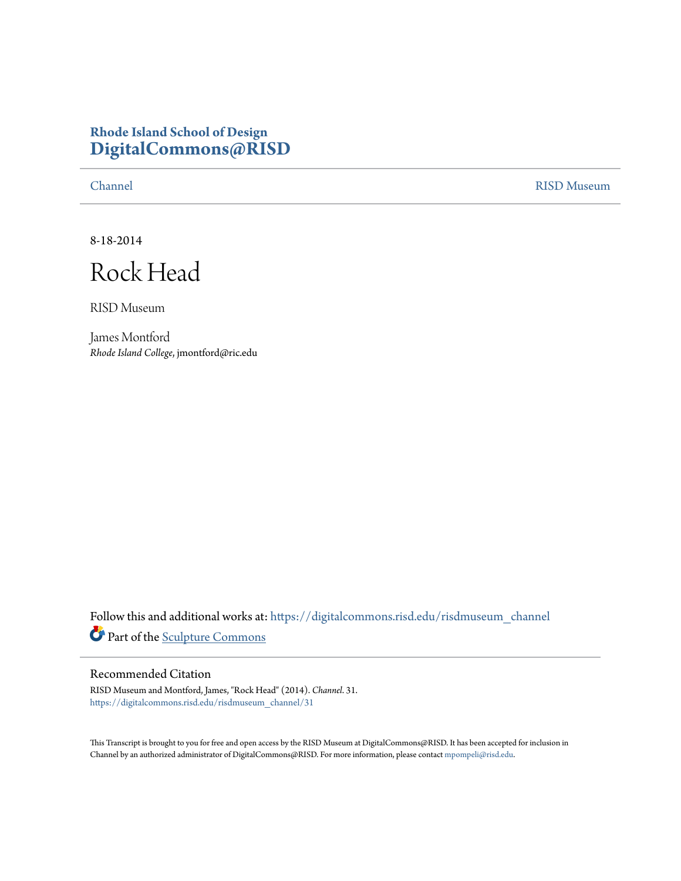**Rhode Island School of Design**
**DigitalCommons@RISD**

Channel | RISD Museum

8-18-2014

# Rock Head

RISD Museum

James Montford
*Rhode Island College*, jmontford@ric.edu

Follow this and additional works at: https://digitalcommons.risd.edu/risdmuseum_channel

Part of the Sculpture Commons

## Recommended Citation

RISD Museum and Montford, James, "Rock Head" (2014). *Channel*. 31.
https://digitalcommons.risd.edu/risdmuseum_channel/31

This Transcript is brought to you for free and open access by the RISD Museum at DigitalCommons@RISD. It has been accepted for inclusion in Channel by an authorized administrator of DigitalCommons@RISD. For more information, please contact mpompeli@risd.edu.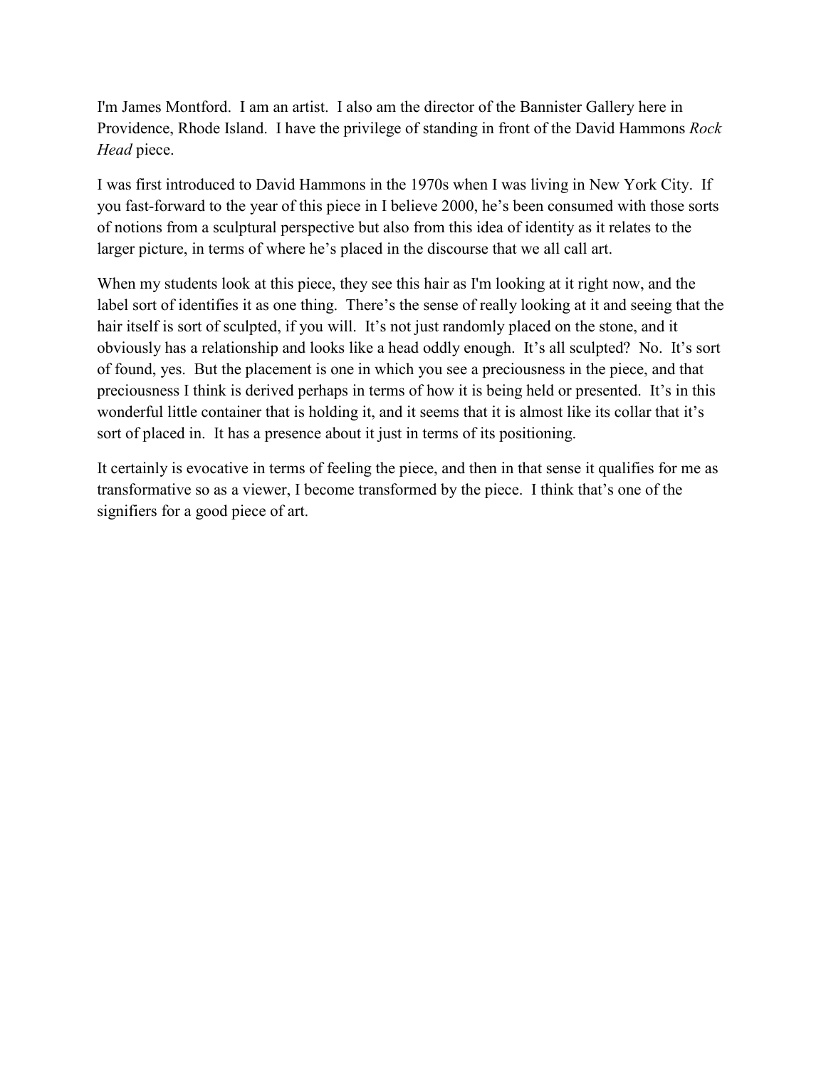I'm James Montford. I am an artist. I also am the director of the Bannister Gallery here in Providence, Rhode Island. I have the privilege of standing in front of the David Hammons *Rock Head* piece.

I was first introduced to David Hammons in the 1970s when I was living in New York City. If you fast-forward to the year of this piece in I believe 2000, he's been consumed with those sorts of notions from a sculptural perspective but also from this idea of identity as it relates to the larger picture, in terms of where he's placed in the discourse that we all call art.

When my students look at this piece, they see this hair as I'm looking at it right now, and the label sort of identifies it as one thing. There's the sense of really looking at it and seeing that the hair itself is sort of sculpted, if you will. It's not just randomly placed on the stone, and it obviously has a relationship and looks like a head oddly enough. It's all sculpted? No. It's sort of found, yes. But the placement is one in which you see a preciousness in the piece, and that preciousness I think is derived perhaps in terms of how it is being held or presented. It's in this wonderful little container that is holding it, and it seems that it is almost like its collar that it's sort of placed in. It has a presence about it just in terms of its positioning.

It certainly is evocative in terms of feeling the piece, and then in that sense it qualifies for me as transformative so as a viewer, I become transformed by the piece. I think that's one of the signifiers for a good piece of art.